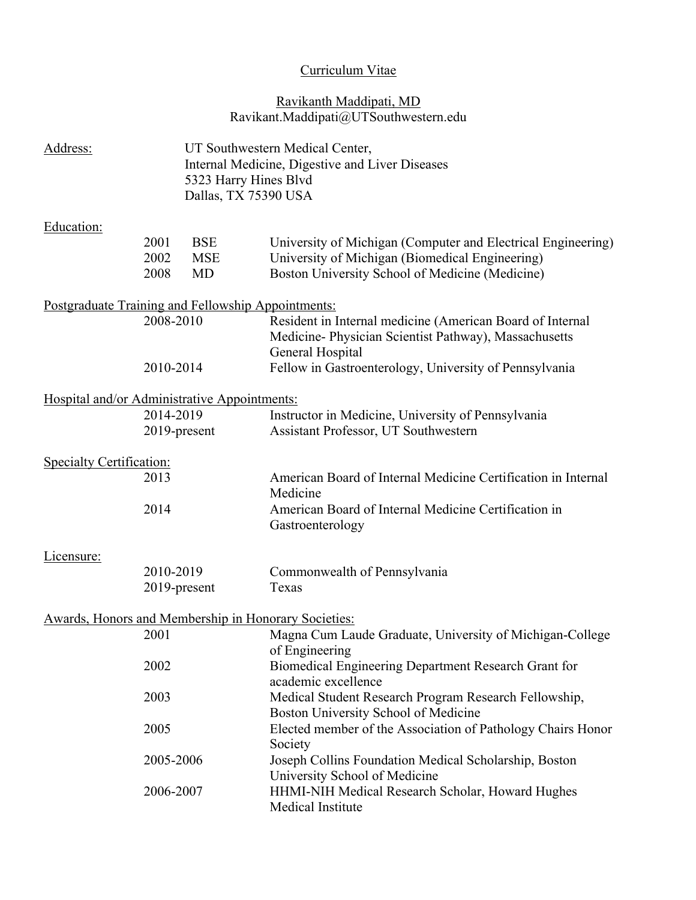# Curriculum Vitae

## Ravikanth Maddipati, MD

Ravikant.Maddipati@UTSouthwestern.edu

**Address:**

UT Southwestern Medical Center,
Internal Medicine, Digestive and Liver Diseases
5323 Harry Hines Blvd
Dallas, TX 75390 USA

**Education:**

| Year | Degree | Institution |
|---|---|---|
| 2001 | BSE | University of Michigan (Computer and Electrical Engineering) |
| 2002 | MSE | University of Michigan (Biomedical Engineering) |
| 2008 | MD | Boston University School of Medicine (Medicine) |

**Postgraduate Training and Fellowship Appointments:**

| Years | Appointment |
|---|---|
| 2008-2010 | Resident in Internal medicine (American Board of Internal Medicine- Physician Scientist Pathway), Massachusetts General Hospital |
| 2010-2014 | Fellow in Gastroenterology, University of Pennsylvania |

**Hospital and/or Administrative Appointments:**

| Years | Appointment |
|---|---|
| 2014-2019 | Instructor in Medicine, University of Pennsylvania |
| 2019-present | Assistant Professor, UT Southwestern |

**Specialty Certification:**

| Year | Certification |
|---|---|
| 2013 | American Board of Internal Medicine Certification in Internal Medicine |
| 2014 | American Board of Internal Medicine Certification in Gastroenterology |

**Licensure:**

| Years | State |
|---|---|
| 2010-2019 | Commonwealth of Pennsylvania |
| 2019-present | Texas |

**Awards, Honors and Membership in Honorary Societies:**

| Year | Award |
|---|---|
| 2001 | Magna Cum Laude Graduate, University of Michigan-College of Engineering |
| 2002 | Biomedical Engineering Department Research Grant for academic excellence |
| 2003 | Medical Student Research Program Research Fellowship, Boston University School of Medicine |
| 2005 | Elected member of the Association of Pathology Chairs Honor Society |
| 2005-2006 | Joseph Collins Foundation Medical Scholarship, Boston University School of Medicine |
| 2006-2007 | HHMI-NIH Medical Research Scholar, Howard Hughes Medical Institute |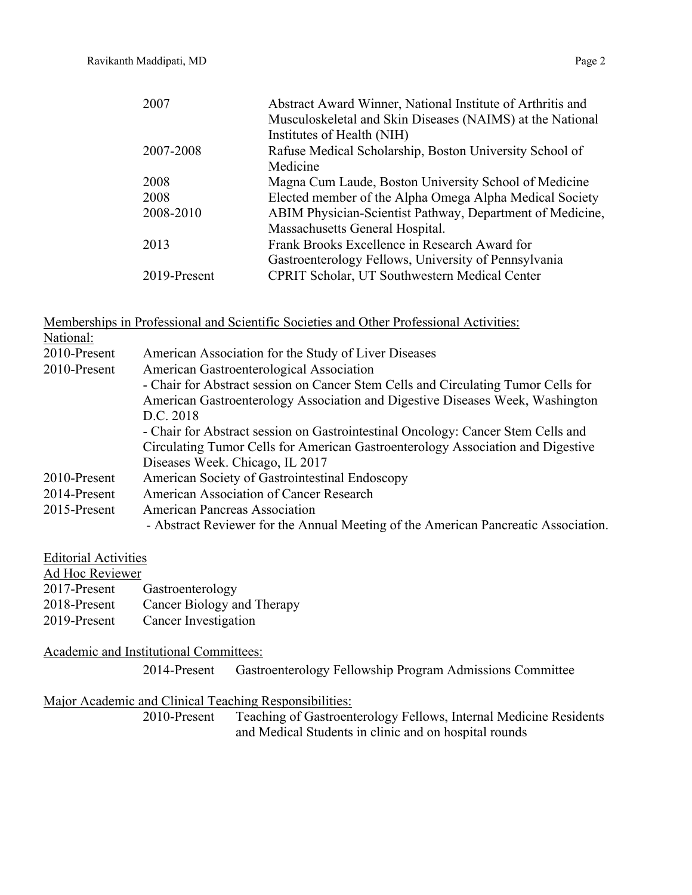| | |
|---|---|
| 2007 | Abstract Award Winner, National Institute of Arthritis and Musculoskeletal and Skin Diseases (NAIMS) at the National Institutes of Health (NIH) |
| 2007-2008 | Rafuse Medical Scholarship, Boston University School of Medicine |
| 2008 | Magna Cum Laude, Boston University School of Medicine |
| 2008 | Elected member of the Alpha Omega Alpha Medical Society |
| 2008-2010 | ABIM Physician-Scientist Pathway, Department of Medicine, Massachusetts General Hospital. |
| 2013 | Frank Brooks Excellence in Research Award for Gastroenterology Fellows, University of Pennsylvania |
| 2019-Present | CPRIT Scholar, UT Southwestern Medical Center |

<u>Memberships in Professional and Scientific Societies and Other Professional Activities:</u>

<u>National:</u>

| | |
|---|---|
| 2010-Present | American Association for the Study of Liver Diseases |
| 2010-Present | American Gastroenterological Association<br>- Chair for Abstract session on Cancer Stem Cells and Circulating Tumor Cells for American Gastroenterology Association and Digestive Diseases Week, Washington D.C. 2018<br>- Chair for Abstract session on Gastrointestinal Oncology: Cancer Stem Cells and Circulating Tumor Cells for American Gastroenterology Association and Digestive Diseases Week. Chicago, IL 2017 |
| 2010-Present | American Society of Gastrointestinal Endoscopy |
| 2014-Present | American Association of Cancer Research |
| 2015-Present | American Pancreas Association<br>- Abstract Reviewer for the Annual Meeting of the American Pancreatic Association. |

<u>Editorial Activities</u>

<u>Ad Hoc Reviewer</u>

| | |
|---|---|
| 2017-Present | Gastroenterology |
| 2018-Present | Cancer Biology and Therapy |
| 2019-Present | Cancer Investigation |

<u>Academic and Institutional Committees:</u>

| | |
|---|---|
| 2014-Present | Gastroenterology Fellowship Program Admissions Committee |

<u>Major Academic and Clinical Teaching Responsibilities:</u>

| | |
|---|---|
| 2010-Present | Teaching of Gastroenterology Fellows, Internal Medicine Residents and Medical Students in clinic and on hospital rounds |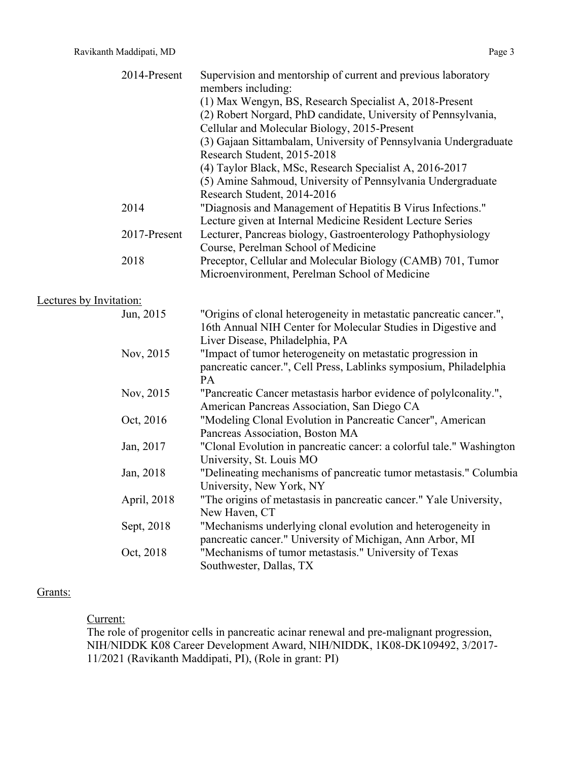2014-Present — Supervision and mentorship of current and previous laboratory members including:
(1) Max Wengyn, BS, Research Specialist A, 2018-Present
(2) Robert Norgard, PhD candidate, University of Pennsylvania, Cellular and Molecular Biology, 2015-Present
(3) Gajaan Sittambalam, University of Pennsylvania Undergraduate Research Student, 2015-2018
(4) Taylor Black, MSc, Research Specialist A, 2016-2017
(5) Amine Sahmoud, University of Pennsylvania Undergraduate Research Student, 2014-2016

2014 — "Diagnosis and Management of Hepatitis B Virus Infections." Lecture given at Internal Medicine Resident Lecture Series

2017-Present — Lecturer, Pancreas biology, Gastroenterology Pathophysiology Course, Perelman School of Medicine

2018 — Preceptor, Cellular and Molecular Biology (CAMB) 701, Tumor Microenvironment, Perelman School of Medicine

## Lectures by Invitation:

| | |
|---|---|
| Jun, 2015 | "Origins of clonal heterogeneity in metastatic pancreatic cancer.", 16th Annual NIH Center for Molecular Studies in Digestive and Liver Disease, Philadelphia, PA |
| Nov, 2015 | "Impact of tumor heterogeneity on metastatic progression in pancreatic cancer.", Cell Press, Lablinks symposium, Philadelphia PA |
| Nov, 2015 | "Pancreatic Cancer metastasis harbor evidence of polylconality.", American Pancreas Association, San Diego CA |
| Oct, 2016 | "Modeling Clonal Evolution in Pancreatic Cancer", American Pancreas Association, Boston MA |
| Jan, 2017 | "Clonal Evolution in pancreatic cancer: a colorful tale." Washington University, St. Louis MO |
| Jan, 2018 | "Delineating mechanisms of pancreatic tumor metastasis." Columbia University, New York, NY |
| April, 2018 | "The origins of metastasis in pancreatic cancer." Yale University, New Haven, CT |
| Sept, 2018 | "Mechanisms underlying clonal evolution and heterogeneity in pancreatic cancer." University of Michigan, Ann Arbor, MI |
| Oct, 2018 | "Mechanisms of tumor metastasis." University of Texas Southwester, Dallas, TX |

## Grants:

### Current:

The role of progenitor cells in pancreatic acinar renewal and pre-malignant progression, NIH/NIDDK K08 Career Development Award, NIH/NIDDK, 1K08-DK109492, 3/2017-11/2021 (Ravikanth Maddipati, PI), (Role in grant: PI)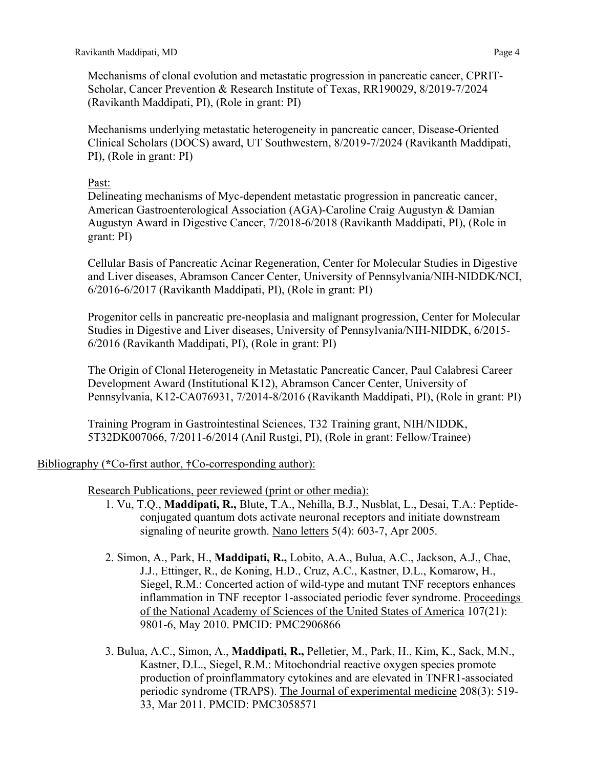Mechanisms of clonal evolution and metastatic progression in pancreatic cancer, CPRIT-Scholar, Cancer Prevention & Research Institute of Texas, RR190029, 8/2019-7/2024 (Ravikanth Maddipati, PI), (Role in grant: PI)

Mechanisms underlying metastatic heterogeneity in pancreatic cancer, Disease-Oriented Clinical Scholars (DOCS) award, UT Southwestern, 8/2019-7/2024 (Ravikanth Maddipati, PI), (Role in grant: PI)

Past:

Delineating mechanisms of Myc-dependent metastatic progression in pancreatic cancer, American Gastroenterological Association (AGA)-Caroline Craig Augustyn & Damian Augustyn Award in Digestive Cancer, 7/2018-6/2018 (Ravikanth Maddipati, PI), (Role in grant: PI)

Cellular Basis of Pancreatic Acinar Regeneration, Center for Molecular Studies in Digestive and Liver diseases, Abramson Cancer Center, University of Pennsylvania/NIH-NIDDK/NCI, 6/2016-6/2017 (Ravikanth Maddipati, PI), (Role in grant: PI)

Progenitor cells in pancreatic pre-neoplasia and malignant progression, Center for Molecular Studies in Digestive and Liver diseases, University of Pennsylvania/NIH-NIDDK, 6/2015-6/2016 (Ravikanth Maddipati, PI), (Role in grant: PI)

The Origin of Clonal Heterogeneity in Metastatic Pancreatic Cancer, Paul Calabresi Career Development Award (Institutional K12), Abramson Cancer Center, University of Pennsylvania, K12-CA076931, 7/2014-8/2016 (Ravikanth Maddipati, PI), (Role in grant: PI)

Training Program in Gastrointestinal Sciences, T32 Training grant, NIH/NIDDK, 5T32DK007066, 7/2011-6/2014 (Anil Rustgi, PI), (Role in grant: Fellow/Trainee)

Bibliography (*Co-first author, †Co-corresponding author):

Research Publications, peer reviewed (print or other media):

1. Vu, T.Q., **Maddipati, R.,** Blute, T.A., Nehilla, B.J., Nusblat, L., Desai, T.A.: Peptide-conjugated quantum dots activate neuronal receptors and initiate downstream signaling of neurite growth. Nano letters 5(4): 603-7, Apr 2005.

2. Simon, A., Park, H., **Maddipati, R.,** Lobito, A.A., Bulua, A.C., Jackson, A.J., Chae, J.J., Ettinger, R., de Koning, H.D., Cruz, A.C., Kastner, D.L., Komarow, H., Siegel, R.M.: Concerted action of wild-type and mutant TNF receptors enhances inflammation in TNF receptor 1-associated periodic fever syndrome. Proceedings of the National Academy of Sciences of the United States of America 107(21): 9801-6, May 2010. PMCID: PMC2906866

3. Bulua, A.C., Simon, A., **Maddipati, R.,** Pelletier, M., Park, H., Kim, K., Sack, M.N., Kastner, D.L., Siegel, R.M.: Mitochondrial reactive oxygen species promote production of proinflammatory cytokines and are elevated in TNFR1-associated periodic syndrome (TRAPS). The Journal of experimental medicine 208(3): 519-33, Mar 2011. PMCID: PMC3058571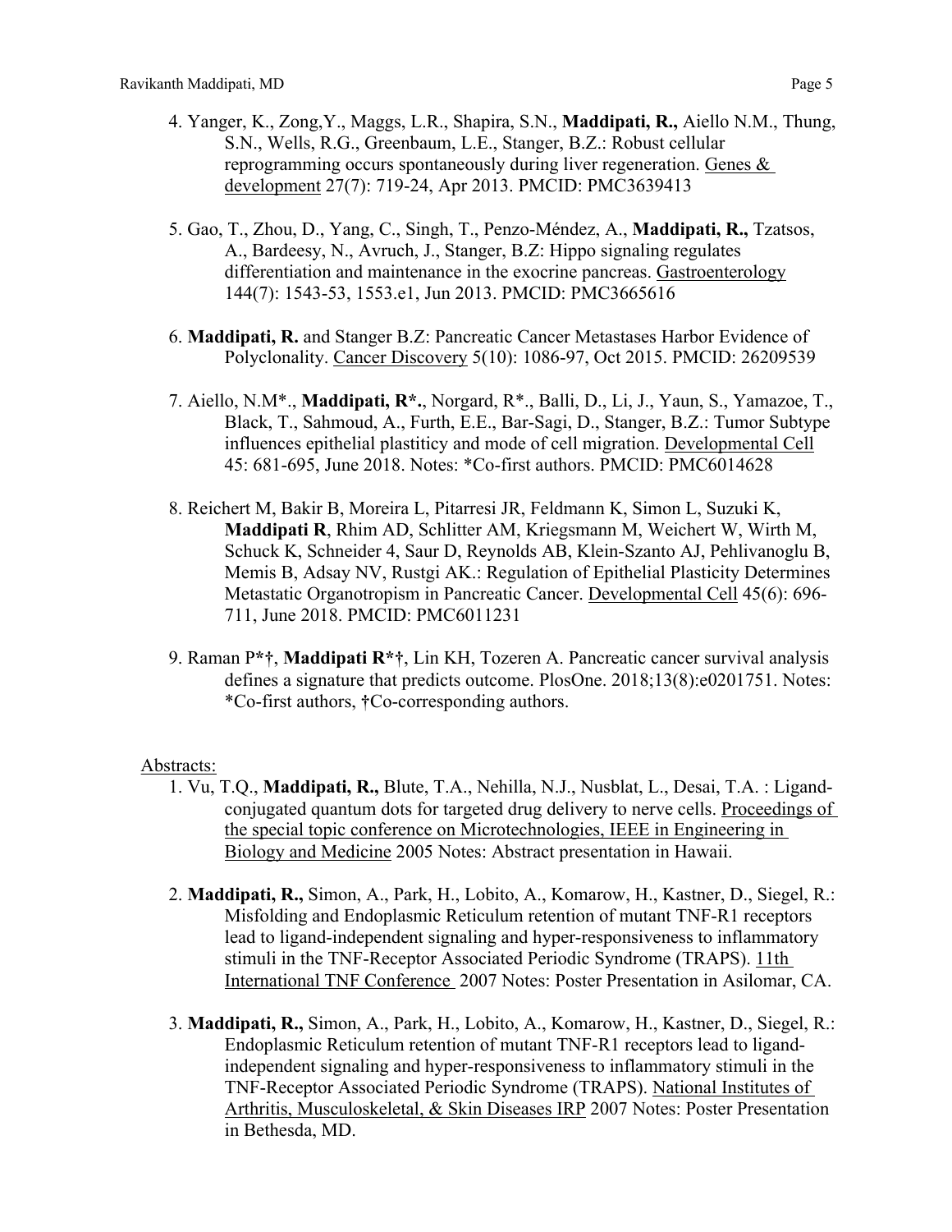4. Yanger, K., Zong,Y., Maggs, L.R., Shapira, S.N., **Maddipati, R.,** Aiello N.M., Thung, S.N., Wells, R.G., Greenbaum, L.E., Stanger, B.Z.: Robust cellular reprogramming occurs spontaneously during liver regeneration. Genes & development 27(7): 719-24, Apr 2013. PMCID: PMC3639413

5. Gao, T., Zhou, D., Yang, C., Singh, T., Penzo-Méndez, A., **Maddipati, R.,** Tzatsos, A., Bardeesy, N., Avruch, J., Stanger, B.Z: Hippo signaling regulates differentiation and maintenance in the exocrine pancreas. Gastroenterology 144(7): 1543-53, 1553.e1, Jun 2013. PMCID: PMC3665616

6. **Maddipati, R.** and Stanger B.Z: Pancreatic Cancer Metastases Harbor Evidence of Polyclonality. Cancer Discovery 5(10): 1086-97, Oct 2015. PMCID: 26209539

7. Aiello, N.M*., **Maddipati, R*.,** Norgard, R*., Balli, D., Li, J., Yaun, S., Yamazoe, T., Black, T., Sahmoud, A., Furth, E.E., Bar-Sagi, D., Stanger, B.Z.: Tumor Subtype influences epithelial plastiticy and mode of cell migration. Developmental Cell 45: 681-695, June 2018. Notes: *Co-first authors. PMCID: PMC6014628

8. Reichert M, Bakir B, Moreira L, Pitarresi JR, Feldmann K, Simon L, Suzuki K, **Maddipati R**, Rhim AD, Schlitter AM, Kriegsmann M, Weichert W, Wirth M, Schuck K, Schneider 4, Saur D, Reynolds AB, Klein-Szanto AJ, Pehlivanoglu B, Memis B, Adsay NV, Rustgi AK.: Regulation of Epithelial Plasticity Determines Metastatic Organotropism in Pancreatic Cancer. Developmental Cell 45(6): 696-711, June 2018. PMCID: PMC6011231

9. Raman P*†, **Maddipati R*†**, Lin KH, Tozeren A. Pancreatic cancer survival analysis defines a signature that predicts outcome. PlosOne. 2018;13(8):e0201751. Notes: *Co-first authors, †Co-corresponding authors.

Abstracts:

1. Vu, T.Q., **Maddipati, R.,** Blute, T.A., Nehilla, N.J., Nusblat, L., Desai, T.A. : Ligand-conjugated quantum dots for targeted drug delivery to nerve cells. Proceedings of the special topic conference on Microtechnologies, IEEE in Engineering in Biology and Medicine 2005 Notes: Abstract presentation in Hawaii.

2. **Maddipati, R.,** Simon, A., Park, H., Lobito, A., Komarow, H., Kastner, D., Siegel, R.: Misfolding and Endoplasmic Reticulum retention of mutant TNF-R1 receptors lead to ligand-independent signaling and hyper-responsiveness to inflammatory stimuli in the TNF-Receptor Associated Periodic Syndrome (TRAPS). 11th International TNF Conference 2007 Notes: Poster Presentation in Asilomar, CA.

3. **Maddipati, R.,** Simon, A., Park, H., Lobito, A., Komarow, H., Kastner, D., Siegel, R.: Endoplasmic Reticulum retention of mutant TNF-R1 receptors lead to ligand-independent signaling and hyper-responsiveness to inflammatory stimuli in the TNF-Receptor Associated Periodic Syndrome (TRAPS). National Institutes of Arthritis, Musculoskeletal, & Skin Diseases IRP 2007 Notes: Poster Presentation in Bethesda, MD.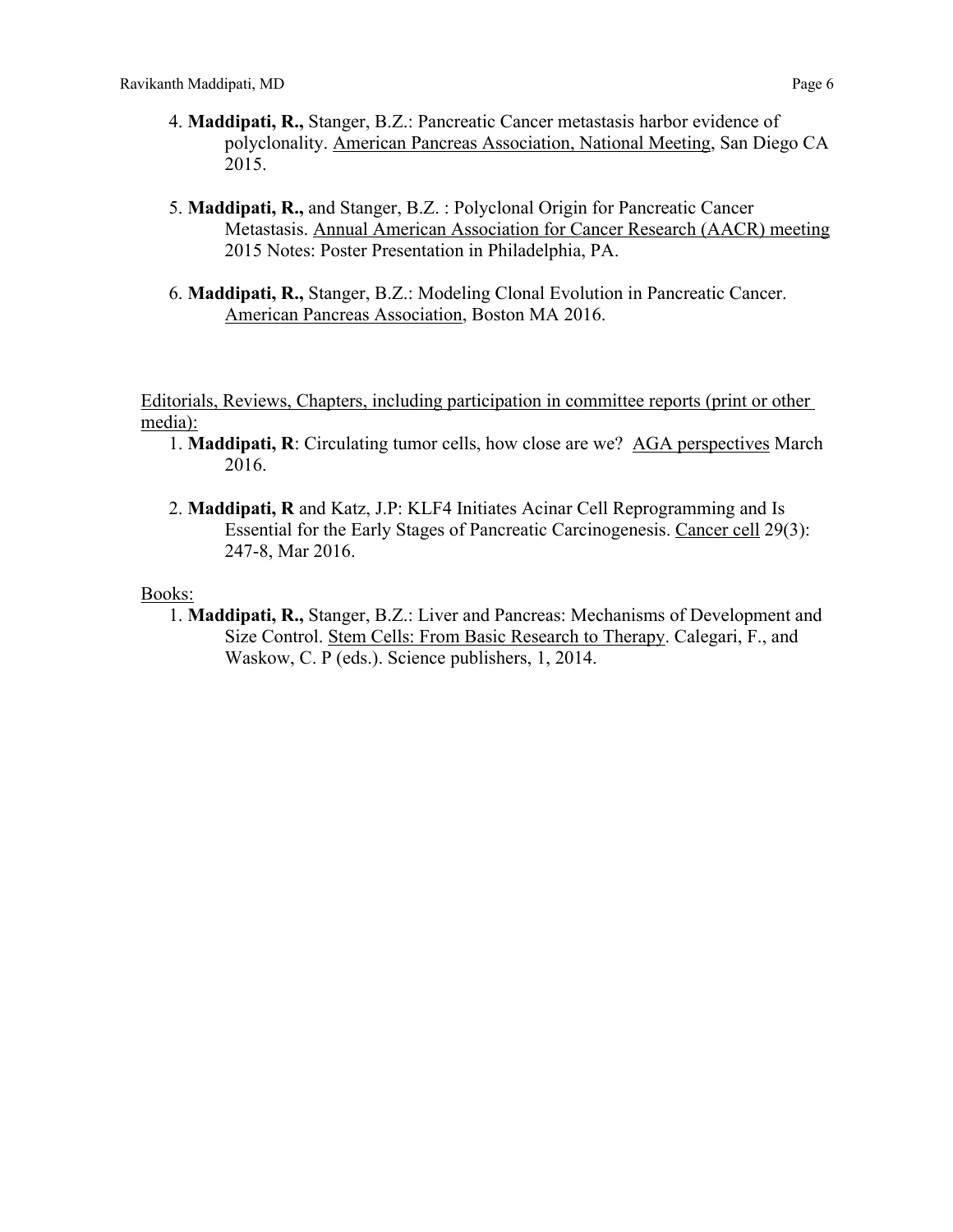4. **Maddipati, R.,** Stanger, B.Z.: Pancreatic Cancer metastasis harbor evidence of polyclonality. American Pancreas Association, National Meeting, San Diego CA 2015.

5. **Maddipati, R.,** and Stanger, B.Z. : Polyclonal Origin for Pancreatic Cancer Metastasis. Annual American Association for Cancer Research (AACR) meeting 2015 Notes: Poster Presentation in Philadelphia, PA.

6. **Maddipati, R.,** Stanger, B.Z.: Modeling Clonal Evolution in Pancreatic Cancer. American Pancreas Association, Boston MA 2016.

Editorials, Reviews, Chapters, including participation in committee reports (print or other media):

1. **Maddipati, R**: Circulating tumor cells, how close are we? AGA perspectives March 2016.

2. **Maddipati, R** and Katz, J.P: KLF4 Initiates Acinar Cell Reprogramming and Is Essential for the Early Stages of Pancreatic Carcinogenesis. Cancer cell 29(3): 247-8, Mar 2016.

Books:

1. **Maddipati, R.,** Stanger, B.Z.: Liver and Pancreas: Mechanisms of Development and Size Control. Stem Cells: From Basic Research to Therapy. Calegari, F., and Waskow, C. P (eds.). Science publishers, 1, 2014.